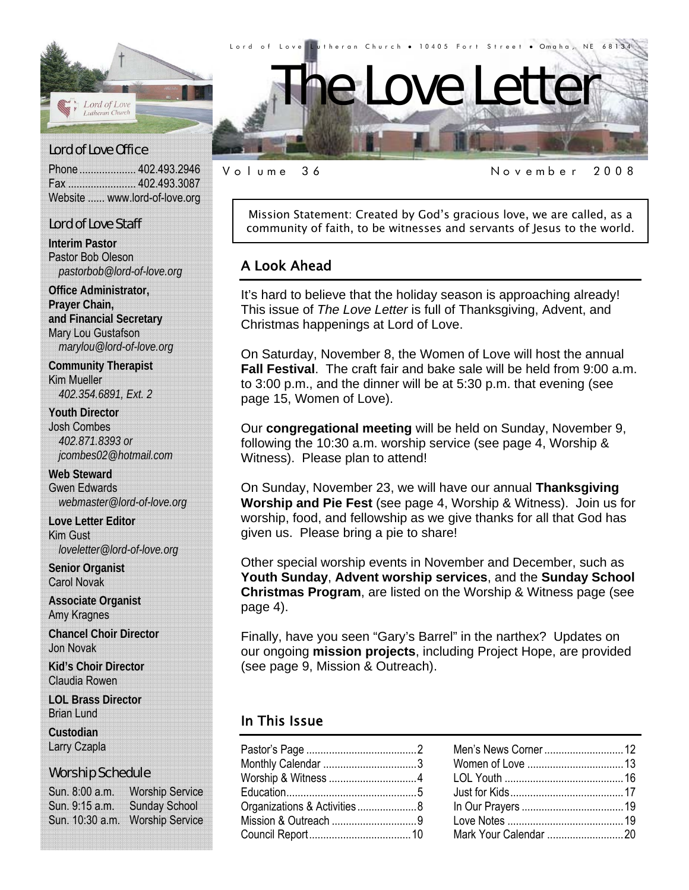Lord of Love Lutheran Church • 10405 Fort Street • Omaha, NE 68134

# The Love Letter

Volume 36 November 2008

## Lord of Love Office

Phone .................... 402.493.2946
Fax ........................ 402.493.3087
Website ...... www.lord-of-love.org

## Lord of Love Staff

**Interim Pastor**
Pastor Bob Oleson
*pastorbob@lord-of-love.org*

**Office Administrator, Prayer Chain, and Financial Secretary**
Mary Lou Gustafson
*marylou@lord-of-love.org*

**Community Therapist**
Kim Mueller
*402.354.6891, Ext. 2*

**Youth Director**
Josh Combes
*402.871.8393 or jcombes02@hotmail.com*

**Web Steward**
Gwen Edwards
*webmaster@lord-of-love.org*

**Love Letter Editor**
Kim Gust
*loveletter@lord-of-love.org*

**Senior Organist**
Carol Novak

**Associate Organist**
Amy Kragnes

**Chancel Choir Director**
Jon Novak

**Kid's Choir Director**
Claudia Rowen

**LOL Brass Director**
Brian Lund

**Custodian**
Larry Czapla

## Worship Schedule

| | |
|---|---|
| Sun. 8:00 a.m. | Worship Service |
| Sun. 9:15 a.m. | Sunday School |
| Sun. 10:30 a.m. | Worship Service |

Mission Statement: Created by God's gracious love, we are called, as a community of faith, to be witnesses and servants of Jesus to the world.

## A Look Ahead

It's hard to believe that the holiday season is approaching already! This issue of *The Love Letter* is full of Thanksgiving, Advent, and Christmas happenings at Lord of Love.

On Saturday, November 8, the Women of Love will host the annual **Fall Festival**. The craft fair and bake sale will be held from 9:00 a.m. to 3:00 p.m., and the dinner will be at 5:30 p.m. that evening (see page 15, Women of Love).

Our **congregational meeting** will be held on Sunday, November 9, following the 10:30 a.m. worship service (see page 4, Worship & Witness). Please plan to attend!

On Sunday, November 23, we will have our annual **Thanksgiving Worship and Pie Fest** (see page 4, Worship & Witness). Join us for worship, food, and fellowship as we give thanks for all that God has given us. Please bring a pie to share!

Other special worship events in November and December, such as **Youth Sunday**, **Advent worship services**, and the **Sunday School Christmas Program**, are listed on the Worship & Witness page (see page 4).

Finally, have you seen "Gary's Barrel" in the narthex? Updates on our ongoing **mission projects**, including Project Hope, are provided (see page 9, Mission & Outreach).

## In This Issue

| | |
|---|---|
| Pastor's Page | 2 |
| Monthly Calendar | 3 |
| Worship & Witness | 4 |
| Education | 5 |
| Organizations & Activities | 8 |
| Mission & Outreach | 9 |
| Council Report | 10 |
| Men's News Corner | 12 |
| Women of Love | 13 |
| LOL Youth | 16 |
| Just for Kids | 17 |
| In Our Prayers | 19 |
| Love Notes | 19 |
| Mark Your Calendar | 20 |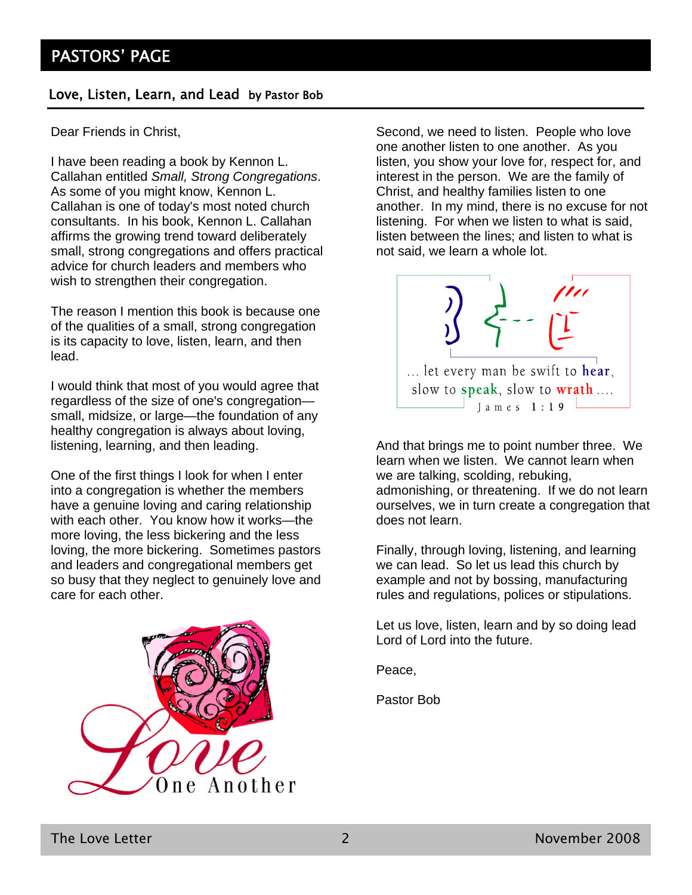# PASTORS' PAGE

## Love, Listen, Learn, and Lead by Pastor Bob

Dear Friends in Christ,

I have been reading a book by Kennon L. Callahan entitled *Small, Strong Congregations*. As some of you might know, Kennon L. Callahan is one of today's most noted church consultants. In his book, Kennon L. Callahan affirms the growing trend toward deliberately small, strong congregations and offers practical advice for church leaders and members who wish to strengthen their congregation.

The reason I mention this book is because one of the qualities of a small, strong congregation is its capacity to love, listen, learn, and then lead.

I would think that most of you would agree that regardless of the size of one's congregation—small, midsize, or large—the foundation of any healthy congregation is always about loving, listening, learning, and then leading.

One of the first things I look for when I enter into a congregation is whether the members have a genuine loving and caring relationship with each other. You know how it works—the more loving, the less bickering and the less loving, the more bickering. Sometimes pastors and leaders and congregational members get so busy that they neglect to genuinely love and care for each other.

Love One Another

Second, we need to listen. People who love one another listen to one another. As you listen, you show your love for, respect for, and interest in the person. We are the family of Christ, and healthy families listen to one another. In my mind, there is no excuse for not listening. For when we listen to what is said, listen between the lines; and listen to what is not said, we learn a whole lot.

... let every man be swift to **hear**, slow to **speak**, slow to **wrath** ....
James 1:19

And that brings me to point number three. We learn when we listen. We cannot learn when we are talking, scolding, rebuking, admonishing, or threatening. If we do not learn ourselves, we in turn create a congregation that does not learn.

Finally, through loving, listening, and learning we can lead. So let us lead this church by example and not by bossing, manufacturing rules and regulations, polices or stipulations.

Let us love, listen, learn and by so doing lead Lord of Lord into the future.

Peace,

Pastor Bob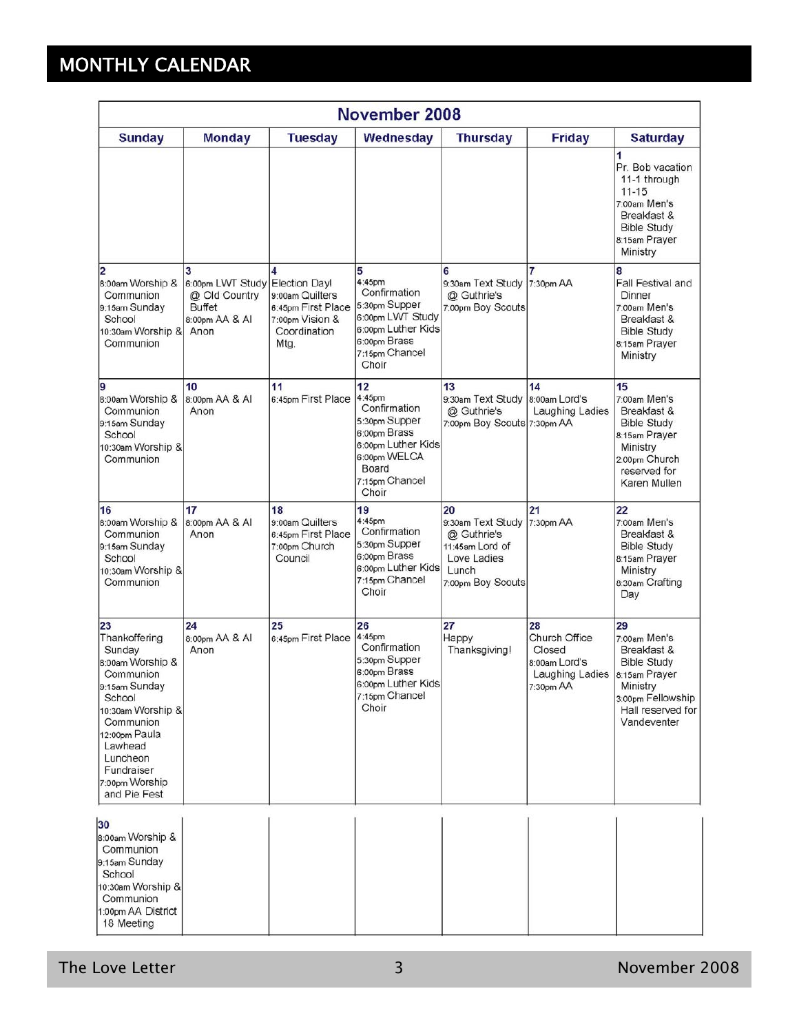# MONTHLY CALENDAR

| November 2008 | | | | | | |
|---|---|---|---|---|---|---|
| **Sunday** | **Monday** | **Tuesday** | **Wednesday** | **Thursday** | **Friday** | **Saturday** |
| | | | | | | **1** Pr. Bob vacation 11-1 through 11-15<br>7:00am Men's Breakfast & Bible Study<br>8:15am Prayer Ministry |
| **2** 8:00am Worship & Communion<br>9:15am Sunday School<br>10:30am Worship & Communion | **3** 6:00pm LWT Study @ Old Country Buffet<br>8:00pm AA & Al Anon | **4** Election Day!<br>9:00am Quilters<br>6:45pm First Place<br>7:00pm Vision & Coordination Mtg. | **5** 4:45pm Confirmation<br>5:30pm Supper<br>6:00pm LWT Study<br>6:00pm Luther Kids<br>6:00pm Brass<br>7:15pm Chancel Choir | **6** 9:30am Text Study @ Guthrie's<br>7:00pm Boy Scouts | **7** 7:30pm AA | **8** Fall Festival and Dinner<br>7:00am Men's Breakfast & Bible Study<br>8:15am Prayer Ministry |
| **9** 8:00am Worship & Communion<br>9:15am Sunday School<br>10:30am Worship & Communion | **10** 8:00pm AA & Al Anon | **11** 6:45pm First Place | **12** 4:45pm Confirmation<br>5:30pm Supper<br>6:00pm Brass<br>6:00pm Luther Kids<br>6:00pm WELCA Board<br>7:15pm Chancel Choir | **13** 9:30am Text Study @ Guthrie's<br>7:00pm Boy Scouts | **14** 8:00am Lord's Laughing Ladies<br>7:30pm AA | **15** 7:00am Men's Breakfast & Bible Study<br>8:15am Prayer Ministry<br>2:00pm Church reserved for Karen Mullen |
| **16** 8:00am Worship & Communion<br>9:15am Sunday School<br>10:30am Worship & Communion | **17** 8:00pm AA & Al Anon | **18** 9:00am Quilters<br>6:45pm First Place<br>7:00pm Church Council | **19** 4:45pm Confirmation<br>5:30pm Supper<br>6:00pm Brass<br>6:00pm Luther Kids<br>7:15pm Chancel Choir | **20** 9:30am Text Study @ Guthrie's<br>11:45am Lord of Love Ladies Lunch<br>7:00pm Boy Scouts | **21** 7:30pm AA | **22** 7:00am Men's Breakfast & Bible Study<br>8:15am Prayer Ministry<br>8:30am Crafting Day |
| **23** Thankoffering Sunday<br>8:00am Worship & Communion<br>9:15am Sunday School<br>10:30am Worship & Communion<br>12:00pm Paula Lawhead Luncheon Fundraiser<br>7:00pm Worship and Pie Fest | **24** 8:00pm AA & Al Anon | **25** 6:45pm First Place | **26** 4:45pm Confirmation<br>5:30pm Supper<br>6:00pm Brass<br>6:00pm Luther Kids<br>7:15pm Chancel Choir | **27** Happy Thanksgiving! | **28** Church Office Closed<br>8:00am Lord's Laughing Ladies<br>7:30pm AA | **29** 7:00am Men's Breakfast & Bible Study<br>8:15am Prayer Ministry<br>3:00pm Fellowship Hall reserved for Vandeventer |
| **30** 8:00am Worship & Communion<br>9:15am Sunday School<br>10:30am Worship & Communion<br>1:00pm AA District 18 Meeting | | | | | | |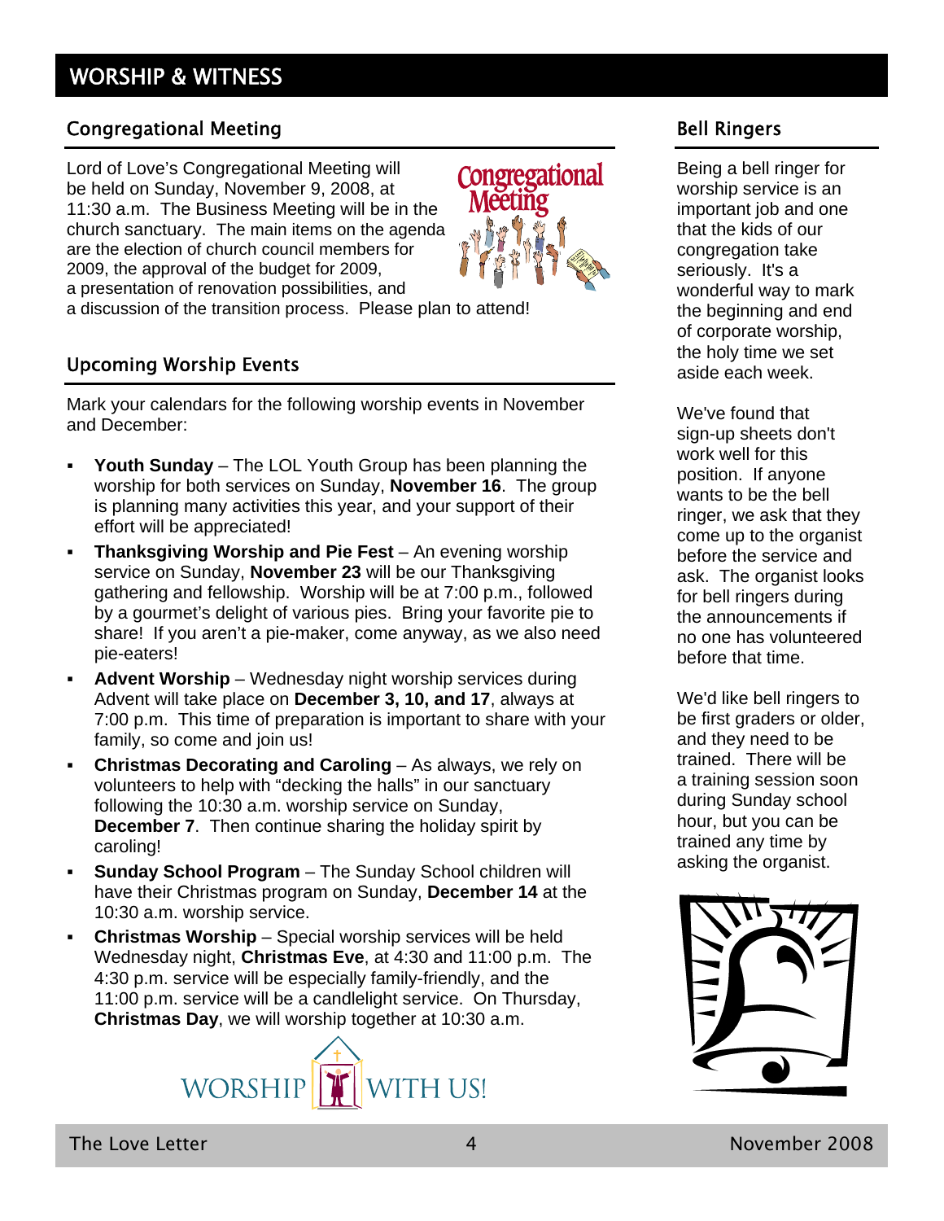# WORSHIP & WITNESS

## Congregational Meeting

Lord of Love's Congregational Meeting will be held on Sunday, November 9, 2008, at 11:30 a.m. The Business Meeting will be in the church sanctuary. The main items on the agenda are the election of church council members for 2009, the approval of the budget for 2009, a presentation of renovation possibilities, and a discussion of the transition process. Please plan to attend!

## Upcoming Worship Events

Mark your calendars for the following worship events in November and December:

- **Youth Sunday** – The LOL Youth Group has been planning the worship for both services on Sunday, **November 16**. The group is planning many activities this year, and your support of their effort will be appreciated!
- **Thanksgiving Worship and Pie Fest** – An evening worship service on Sunday, **November 23** will be our Thanksgiving gathering and fellowship. Worship will be at 7:00 p.m., followed by a gourmet's delight of various pies. Bring your favorite pie to share! If you aren't a pie-maker, come anyway, as we also need pie-eaters!
- **Advent Worship** – Wednesday night worship services during Advent will take place on **December 3, 10, and 17**, always at 7:00 p.m. This time of preparation is important to share with your family, so come and join us!
- **Christmas Decorating and Caroling** – As always, we rely on volunteers to help with "decking the halls" in our sanctuary following the 10:30 a.m. worship service on Sunday, **December 7**. Then continue sharing the holiday spirit by caroling!
- **Sunday School Program** – The Sunday School children will have their Christmas program on Sunday, **December 14** at the 10:30 a.m. worship service.
- **Christmas Worship** – Special worship services will be held Wednesday night, **Christmas Eve**, at 4:30 and 11:00 p.m. The 4:30 p.m. service will be especially family-friendly, and the 11:00 p.m. service will be a candlelight service. On Thursday, **Christmas Day**, we will worship together at 10:30 a.m.

WORSHIP WITH US!

## Bell Ringers

Being a bell ringer for worship service is an important job and one that the kids of our congregation take seriously. It's a wonderful way to mark the beginning and end of corporate worship, the holy time we set aside each week.

We've found that sign-up sheets don't work well for this position. If anyone wants to be the bell ringer, we ask that they come up to the organist before the service and ask. The organist looks for bell ringers during the announcements if no one has volunteered before that time.

We'd like bell ringers to be first graders or older, and they need to be trained. There will be a training session soon during Sunday school hour, but you can be trained any time by asking the organist.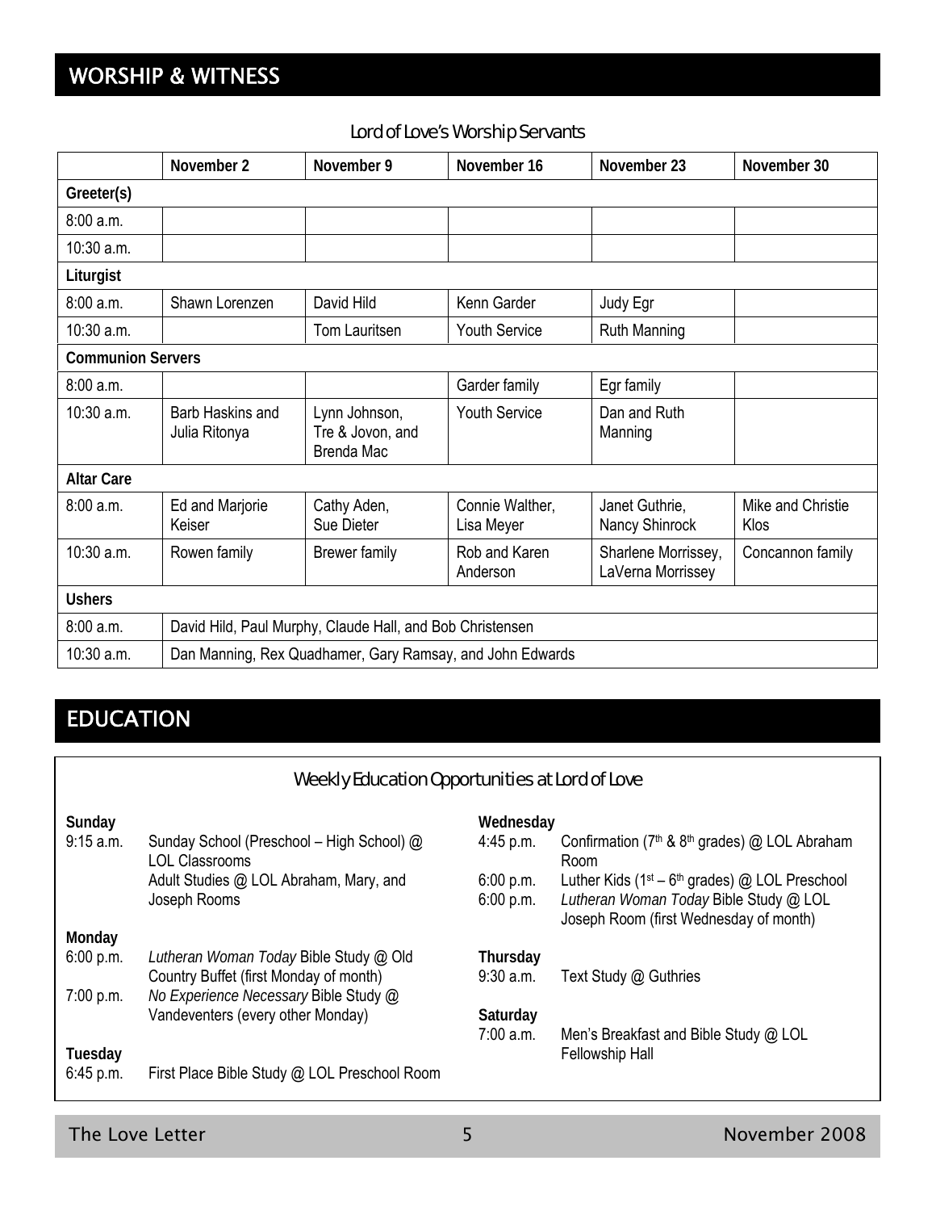## WORSHIP & WITNESS

### Lord of Love's Worship Servants

| | November 2 | November 9 | November 16 | November 23 | November 30 |
|---|---|---|---|---|---|
| **Greeter(s)** | | | | | |
| 8:00 a.m. | | | | | |
| 10:30 a.m. | | | | | |
| **Liturgist** | | | | | |
| 8:00 a.m. | Shawn Lorenzen | David Hild | Kenn Garder | Judy Egr | |
| 10:30 a.m. | | Tom Lauritsen | Youth Service | Ruth Manning | |
| **Communion Servers** | | | | | |
| 8:00 a.m. | | | Garder family | Egr family | |
| 10:30 a.m. | Barb Haskins and Julia Ritonya | Lynn Johnson, Tre & Jovon, and Brenda Mac | Youth Service | Dan and Ruth Manning | |
| **Altar Care** | | | | | |
| 8:00 a.m. | Ed and Marjorie Keiser | Cathy Aden, Sue Dieter | Connie Walther, Lisa Meyer | Janet Guthrie, Nancy Shinrock | Mike and Christie Klos |
| 10:30 a.m. | Rowen family | Brewer family | Rob and Karen Anderson | Sharlene Morrissey, LaVerna Morrissey | Concannon family |
| **Ushers** | | | | | |
| 8:00 a.m. | David Hild, Paul Murphy, Claude Hall, and Bob Christensen | | | | |
| 10:30 a.m. | Dan Manning, Rex Quadhamer, Gary Ramsay, and John Edwards | | | | |

## EDUCATION

### Weekly Education Opportunities at Lord of Love

**Sunday**
9:15 a.m. Sunday School (Preschool – High School) @ LOL Classrooms
Adult Studies @ LOL Abraham, Mary, and Joseph Rooms

**Monday**
6:00 p.m. *Lutheran Woman Today* Bible Study @ Old Country Buffet (first Monday of month)
7:00 p.m. *No Experience Necessary* Bible Study @ Vandeventers (every other Monday)

**Tuesday**
6:45 p.m. First Place Bible Study @ LOL Preschool Room

**Wednesday**
4:45 p.m. Confirmation (7th & 8th grades) @ LOL Abraham Room
6:00 p.m. Luther Kids (1st – 6th grades) @ LOL Preschool
6:00 p.m. *Lutheran Woman Today* Bible Study @ LOL Joseph Room (first Wednesday of month)

**Thursday**
9:30 a.m. Text Study @ Guthries

**Saturday**
7:00 a.m. Men's Breakfast and Bible Study @ LOL Fellowship Hall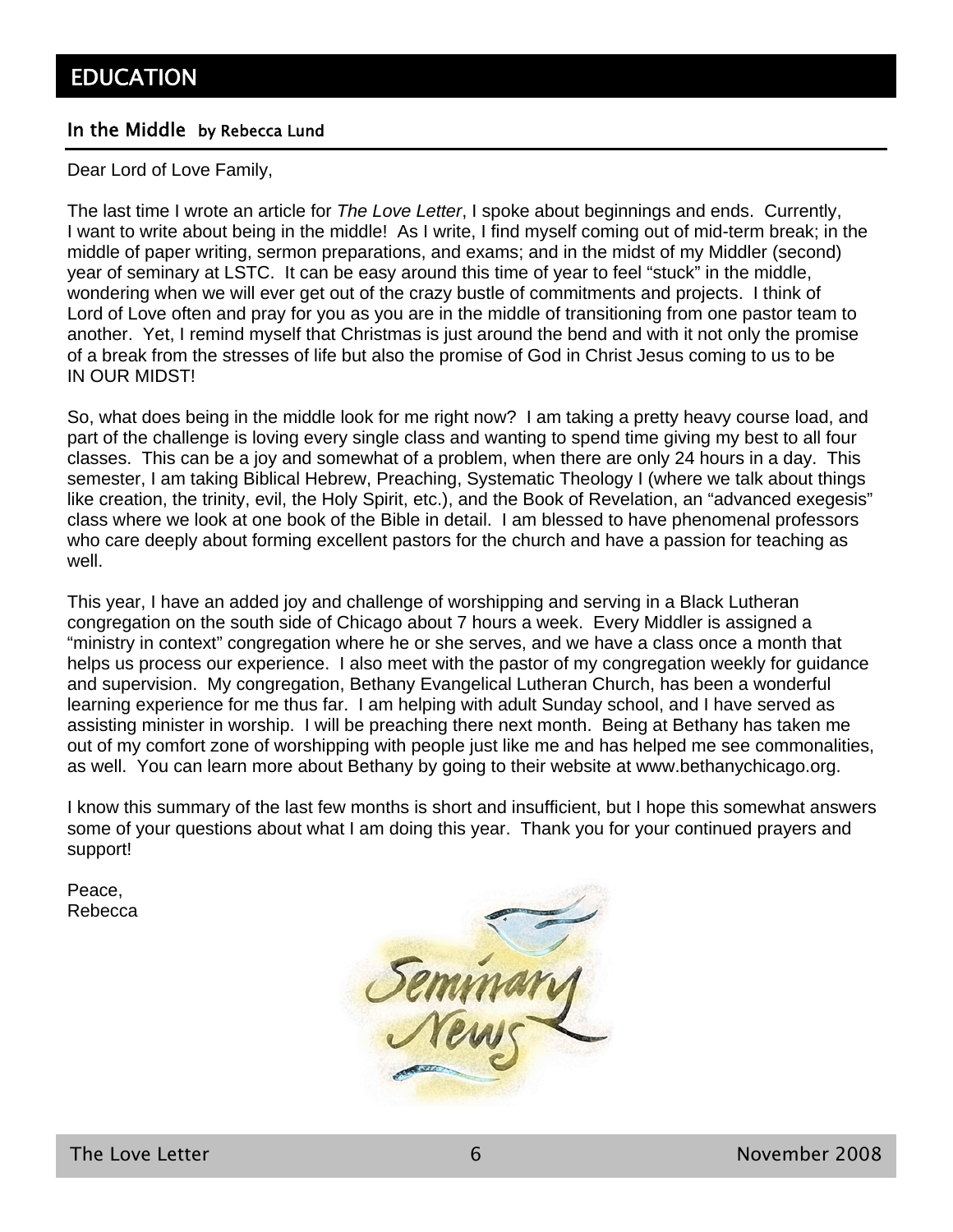# EDUCATION

## In the Middle by Rebecca Lund

Dear Lord of Love Family,

The last time I wrote an article for *The Love Letter*, I spoke about beginnings and ends. Currently, I want to write about being in the middle! As I write, I find myself coming out of mid-term break; in the middle of paper writing, sermon preparations, and exams; and in the midst of my Middler (second) year of seminary at LSTC. It can be easy around this time of year to feel "stuck" in the middle, wondering when we will ever get out of the crazy bustle of commitments and projects. I think of Lord of Love often and pray for you as you are in the middle of transitioning from one pastor team to another. Yet, I remind myself that Christmas is just around the bend and with it not only the promise of a break from the stresses of life but also the promise of God in Christ Jesus coming to us to be IN OUR MIDST!

So, what does being in the middle look for me right now? I am taking a pretty heavy course load, and part of the challenge is loving every single class and wanting to spend time giving my best to all four classes. This can be a joy and somewhat of a problem, when there are only 24 hours in a day. This semester, I am taking Biblical Hebrew, Preaching, Systematic Theology I (where we talk about things like creation, the trinity, evil, the Holy Spirit, etc.), and the Book of Revelation, an "advanced exegesis" class where we look at one book of the Bible in detail. I am blessed to have phenomenal professors who care deeply about forming excellent pastors for the church and have a passion for teaching as well.

This year, I have an added joy and challenge of worshipping and serving in a Black Lutheran congregation on the south side of Chicago about 7 hours a week. Every Middler is assigned a "ministry in context" congregation where he or she serves, and we have a class once a month that helps us process our experience. I also meet with the pastor of my congregation weekly for guidance and supervision. My congregation, Bethany Evangelical Lutheran Church, has been a wonderful learning experience for me thus far. I am helping with adult Sunday school, and I have served as assisting minister in worship. I will be preaching there next month. Being at Bethany has taken me out of my comfort zone of worshipping with people just like me and has helped me see commonalities, as well. You can learn more about Bethany by going to their website at www.bethanychicago.org.

I know this summary of the last few months is short and insufficient, but I hope this somewhat answers some of your questions about what I am doing this year. Thank you for your continued prayers and support!

Peace,
Rebecca

Seminary News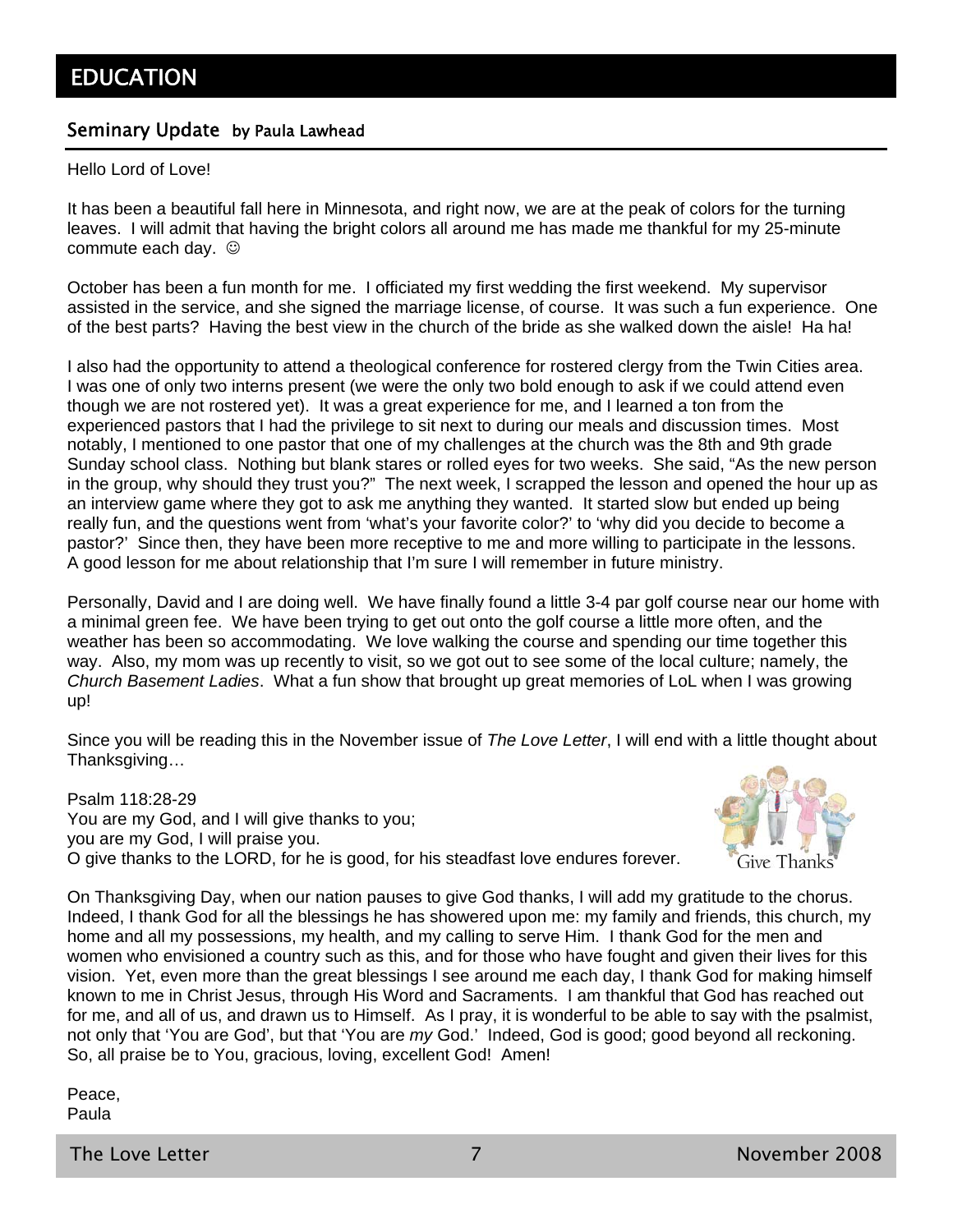# EDUCATION

## Seminary Update by Paula Lawhead

Hello Lord of Love!

It has been a beautiful fall here in Minnesota, and right now, we are at the peak of colors for the turning leaves. I will admit that having the bright colors all around me has made me thankful for my 25-minute commute each day. ☺

October has been a fun month for me. I officiated my first wedding the first weekend. My supervisor assisted in the service, and she signed the marriage license, of course. It was such a fun experience. One of the best parts? Having the best view in the church of the bride as she walked down the aisle! Ha ha!

I also had the opportunity to attend a theological conference for rostered clergy from the Twin Cities area. I was one of only two interns present (we were the only two bold enough to ask if we could attend even though we are not rostered yet). It was a great experience for me, and I learned a ton from the experienced pastors that I had the privilege to sit next to during our meals and discussion times. Most notably, I mentioned to one pastor that one of my challenges at the church was the 8th and 9th grade Sunday school class. Nothing but blank stares or rolled eyes for two weeks. She said, "As the new person in the group, why should they trust you?" The next week, I scrapped the lesson and opened the hour up as an interview game where they got to ask me anything they wanted. It started slow but ended up being really fun, and the questions went from 'what's your favorite color?' to 'why did you decide to become a pastor?' Since then, they have been more receptive to me and more willing to participate in the lessons. A good lesson for me about relationship that I'm sure I will remember in future ministry.

Personally, David and I are doing well. We have finally found a little 3-4 par golf course near our home with a minimal green fee. We have been trying to get out onto the golf course a little more often, and the weather has been so accommodating. We love walking the course and spending our time together this way. Also, my mom was up recently to visit, so we got out to see some of the local culture; namely, the *Church Basement Ladies*. What a fun show that brought up great memories of LoL when I was growing up!

Since you will be reading this in the November issue of *The Love Letter*, I will end with a little thought about Thanksgiving…

Psalm 118:28-29
You are my God, and I will give thanks to you;
you are my God, I will praise you.
O give thanks to the LORD, for he is good, for his steadfast love endures forever.

Give Thanks

On Thanksgiving Day, when our nation pauses to give God thanks, I will add my gratitude to the chorus. Indeed, I thank God for all the blessings he has showered upon me: my family and friends, this church, my home and all my possessions, my health, and my calling to serve Him. I thank God for the men and women who envisioned a country such as this, and for those who have fought and given their lives for this vision. Yet, even more than the great blessings I see around me each day, I thank God for making himself known to me in Christ Jesus, through His Word and Sacraments. I am thankful that God has reached out for me, and all of us, and drawn us to Himself. As I pray, it is wonderful to be able to say with the psalmist, not only that 'You are God', but that 'You are *my* God.' Indeed, God is good; good beyond all reckoning. So, all praise be to You, gracious, loving, excellent God! Amen!

Peace,
Paula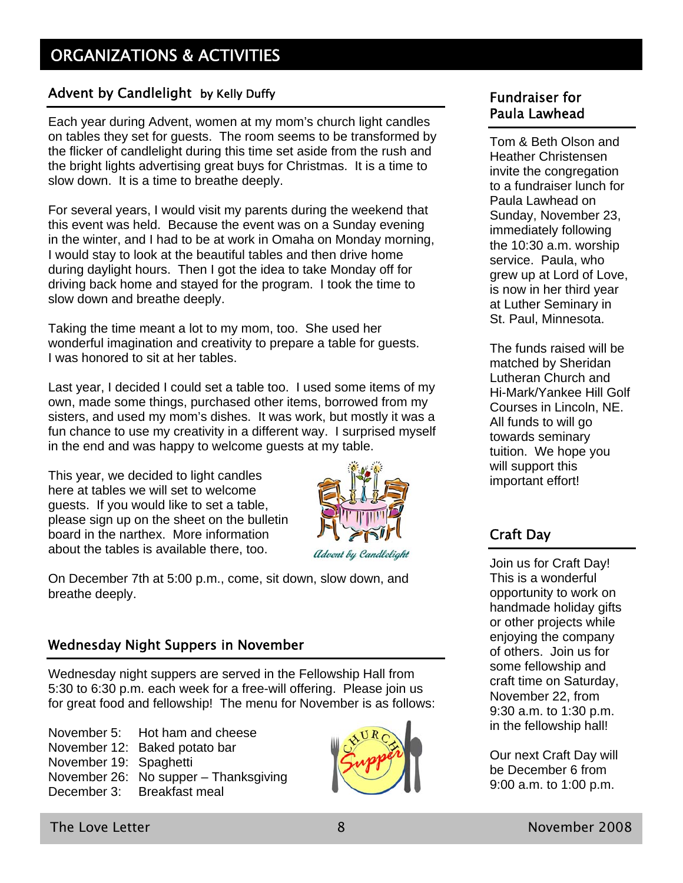# ORGANIZATIONS & ACTIVITIES

## Advent by Candlelight by Kelly Duffy

Each year during Advent, women at my mom's church light candles on tables they set for guests. The room seems to be transformed by the flicker of candlelight during this time set aside from the rush and the bright lights advertising great buys for Christmas. It is a time to slow down. It is a time to breathe deeply.

For several years, I would visit my parents during the weekend that this event was held. Because the event was on a Sunday evening in the winter, and I had to be at work in Omaha on Monday morning, I would stay to look at the beautiful tables and then drive home during daylight hours. Then I got the idea to take Monday off for driving back home and stayed for the program. I took the time to slow down and breathe deeply.

Taking the time meant a lot to my mom, too. She used her wonderful imagination and creativity to prepare a table for guests. I was honored to sit at her tables.

Last year, I decided I could set a table too. I used some items of my own, made some things, purchased other items, borrowed from my sisters, and used my mom's dishes. It was work, but mostly it was a fun chance to use my creativity in a different way. I surprised myself in the end and was happy to welcome guests at my table.

This year, we decided to light candles here at tables we will set to welcome guests. If you would like to set a table, please sign up on the sheet on the bulletin board in the narthex. More information about the tables is available there, too.

*Advent by Candlelight*

On December 7th at 5:00 p.m., come, sit down, slow down, and breathe deeply.

## Wednesday Night Suppers in November

Wednesday night suppers are served in the Fellowship Hall from 5:30 to 6:30 p.m. each week for a free-will offering. Please join us for great food and fellowship! The menu for November is as follows:

November 5: Hot ham and cheese
November 12: Baked potato bar
November 19: Spaghetti
November 26: No supper – Thanksgiving
December 3: Breakfast meal

## Fundraiser for Paula Lawhead

Tom & Beth Olson and Heather Christensen invite the congregation to a fundraiser lunch for Paula Lawhead on Sunday, November 23, immediately following the 10:30 a.m. worship service. Paula, who grew up at Lord of Love, is now in her third year at Luther Seminary in St. Paul, Minnesota.

The funds raised will be matched by Sheridan Lutheran Church and Hi-Mark/Yankee Hill Golf Courses in Lincoln, NE. All funds to will go towards seminary tuition. We hope you will support this important effort!

## Craft Day

Join us for Craft Day! This is a wonderful opportunity to work on handmade holiday gifts or other projects while enjoying the company of others. Join us for some fellowship and craft time on Saturday, November 22, from 9:30 a.m. to 1:30 p.m. in the fellowship hall!

Our next Craft Day will be December 6 from 9:00 a.m. to 1:00 p.m.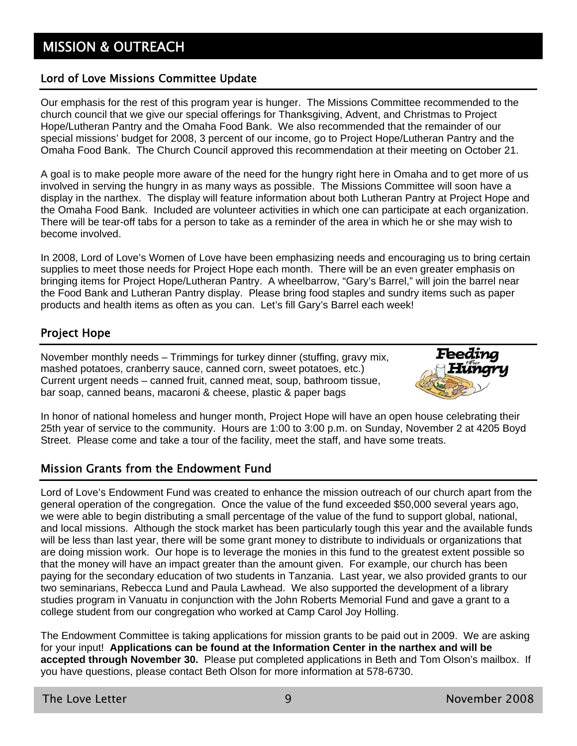# MISSION & OUTREACH

## Lord of Love Missions Committee Update

Our emphasis for the rest of this program year is hunger. The Missions Committee recommended to the church council that we give our special offerings for Thanksgiving, Advent, and Christmas to Project Hope/Lutheran Pantry and the Omaha Food Bank. We also recommended that the remainder of our special missions' budget for 2008, 3 percent of our income, go to Project Hope/Lutheran Pantry and the Omaha Food Bank. The Church Council approved this recommendation at their meeting on October 21.

A goal is to make people more aware of the need for the hungry right here in Omaha and to get more of us involved in serving the hungry in as many ways as possible. The Missions Committee will soon have a display in the narthex. The display will feature information about both Lutheran Pantry at Project Hope and the Omaha Food Bank. Included are volunteer activities in which one can participate at each organization. There will be tear-off tabs for a person to take as a reminder of the area in which he or she may wish to become involved.

In 2008, Lord of Love's Women of Love have been emphasizing needs and encouraging us to bring certain supplies to meet those needs for Project Hope each month. There will be an even greater emphasis on bringing items for Project Hope/Lutheran Pantry. A wheelbarrow, "Gary's Barrel," will join the barrel near the Food Bank and Lutheran Pantry display. Please bring food staples and sundry items such as paper products and health items as often as you can. Let's fill Gary's Barrel each week!

## Project Hope

November monthly needs – Trimmings for turkey dinner (stuffing, gravy mix, mashed potatoes, cranberry sauce, canned corn, sweet potatoes, etc.)
Current urgent needs – canned fruit, canned meat, soup, bathroom tissue, bar soap, canned beans, macaroni & cheese, plastic & paper bags

Feeding the Hungry

In honor of national homeless and hunger month, Project Hope will have an open house celebrating their 25th year of service to the community. Hours are 1:00 to 3:00 p.m. on Sunday, November 2 at 4205 Boyd Street. Please come and take a tour of the facility, meet the staff, and have some treats.

## Mission Grants from the Endowment Fund

Lord of Love's Endowment Fund was created to enhance the mission outreach of our church apart from the general operation of the congregation. Once the value of the fund exceeded $50,000 several years ago, we were able to begin distributing a small percentage of the value of the fund to support global, national, and local missions. Although the stock market has been particularly tough this year and the available funds will be less than last year, there will be some grant money to distribute to individuals or organizations that are doing mission work. Our hope is to leverage the monies in this fund to the greatest extent possible so that the money will have an impact greater than the amount given. For example, our church has been paying for the secondary education of two students in Tanzania. Last year, we also provided grants to our two seminarians, Rebecca Lund and Paula Lawhead. We also supported the development of a library studies program in Vanuatu in conjunction with the John Roberts Memorial Fund and gave a grant to a college student from our congregation who worked at Camp Carol Joy Holling.

The Endowment Committee is taking applications for mission grants to be paid out in 2009. We are asking for your input! **Applications can be found at the Information Center in the narthex and will be accepted through November 30.** Please put completed applications in Beth and Tom Olson's mailbox. If you have questions, please contact Beth Olson for more information at 578-6730.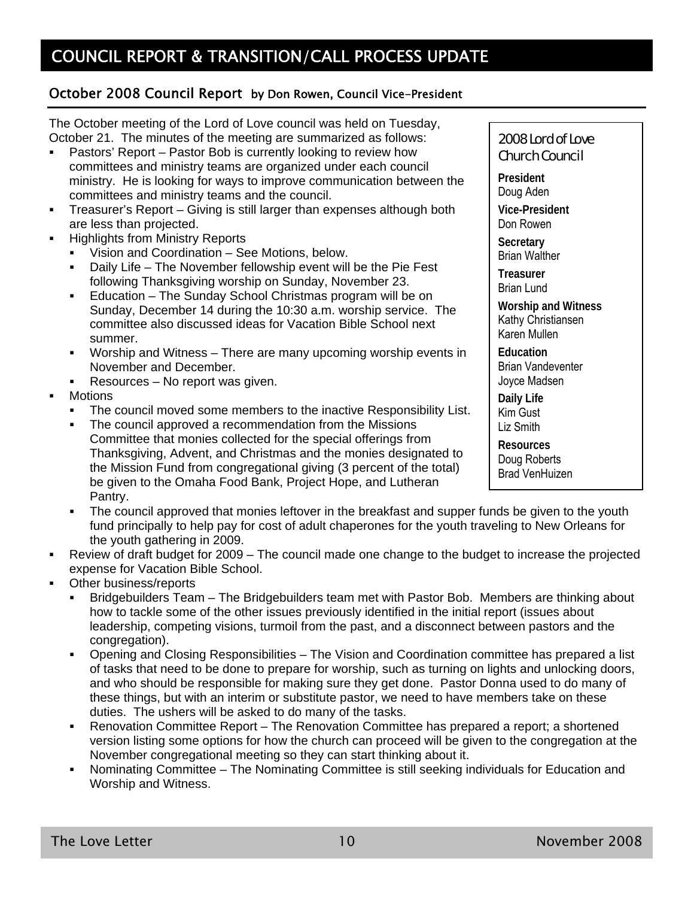# COUNCIL REPORT & TRANSITION/CALL PROCESS UPDATE

## October 2008 Council Report by Don Rowen, Council Vice-President

The October meeting of the Lord of Love council was held on Tuesday, October 21. The minutes of the meeting are summarized as follows:

- Pastors' Report – Pastor Bob is currently looking to review how committees and ministry teams are organized under each council ministry. He is looking for ways to improve communication between the committees and ministry teams and the council.
- Treasurer's Report – Giving is still larger than expenses although both are less than projected.
- Highlights from Ministry Reports
  - Vision and Coordination – See Motions, below.
  - Daily Life – The November fellowship event will be the Pie Fest following Thanksgiving worship on Sunday, November 23.
  - Education – The Sunday School Christmas program will be on Sunday, December 14 during the 10:30 a.m. worship service. The committee also discussed ideas for Vacation Bible School next summer.
  - Worship and Witness – There are many upcoming worship events in November and December.
  - Resources – No report was given.
- Motions
  - The council moved some members to the inactive Responsibility List.
  - The council approved a recommendation from the Missions Committee that monies collected for the special offerings from Thanksgiving, Advent, and Christmas and the monies designated to the Mission Fund from congregational giving (3 percent of the total) be given to the Omaha Food Bank, Project Hope, and Lutheran Pantry.
  - The council approved that monies leftover in the breakfast and supper funds be given to the youth fund principally to help pay for cost of adult chaperones for the youth traveling to New Orleans for the youth gathering in 2009.
- Review of draft budget for 2009 – The council made one change to the budget to increase the projected expense for Vacation Bible School.
- Other business/reports
  - Bridgebuilders Team – The Bridgebuilders team met with Pastor Bob. Members are thinking about how to tackle some of the other issues previously identified in the initial report (issues about leadership, competing visions, turmoil from the past, and a disconnect between pastors and the congregation).
  - Opening and Closing Responsibilities – The Vision and Coordination committee has prepared a list of tasks that need to be done to prepare for worship, such as turning on lights and unlocking doors, and who should be responsible for making sure they get done. Pastor Donna used to do many of these things, but with an interim or substitute pastor, we need to have members take on these duties. The ushers will be asked to do many of the tasks.
  - Renovation Committee Report – The Renovation Committee has prepared a report; a shortened version listing some options for how the church can proceed will be given to the congregation at the November congregational meeting so they can start thinking about it.
  - Nominating Committee – The Nominating Committee is still seeking individuals for Education and Worship and Witness.

### 2008 Lord of Love Church Council

**President**
Doug Aden

**Vice-President**
Don Rowen

**Secretary**
Brian Walther

**Treasurer**
Brian Lund

**Worship and Witness**
Kathy Christiansen
Karen Mullen

**Education**
Brian Vandeventer
Joyce Madsen

**Daily Life**
Kim Gust
Liz Smith

**Resources**
Doug Roberts
Brad VenHuizen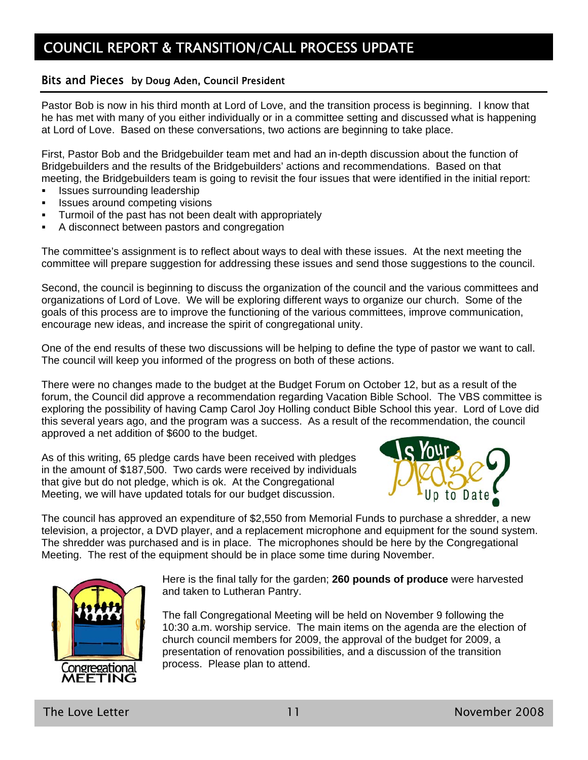# COUNCIL REPORT & TRANSITION/CALL PROCESS UPDATE

## Bits and Pieces by Doug Aden, Council President

Pastor Bob is now in his third month at Lord of Love, and the transition process is beginning. I know that he has met with many of you either individually or in a committee setting and discussed what is happening at Lord of Love. Based on these conversations, two actions are beginning to take place.

First, Pastor Bob and the Bridgebuilder team met and had an in-depth discussion about the function of Bridgebuilders and the results of the Bridgebuilders' actions and recommendations. Based on that meeting, the Bridgebuilders team is going to revisit the four issues that were identified in the initial report:

- Issues surrounding leadership
- Issues around competing visions
- Turmoil of the past has not been dealt with appropriately
- A disconnect between pastors and congregation

The committee's assignment is to reflect about ways to deal with these issues. At the next meeting the committee will prepare suggestion for addressing these issues and send those suggestions to the council.

Second, the council is beginning to discuss the organization of the council and the various committees and organizations of Lord of Love. We will be exploring different ways to organize our church. Some of the goals of this process are to improve the functioning of the various committees, improve communication, encourage new ideas, and increase the spirit of congregational unity.

One of the end results of these two discussions will be helping to define the type of pastor we want to call. The council will keep you informed of the progress on both of these actions.

There were no changes made to the budget at the Budget Forum on October 12, but as a result of the forum, the Council did approve a recommendation regarding Vacation Bible School. The VBS committee is exploring the possibility of having Camp Carol Joy Holling conduct Bible School this year. Lord of Love did this several years ago, and the program was a success. As a result of the recommendation, the council approved a net addition of $600 to the budget.

As of this writing, 65 pledge cards have been received with pledges in the amount of $187,500. Two cards were received by individuals that give but do not pledge, which is ok. At the Congregational Meeting, we will have updated totals for our budget discussion.

The council has approved an expenditure of $2,550 from Memorial Funds to purchase a shredder, a new television, a projector, a DVD player, and a replacement microphone and equipment for the sound system. The shredder was purchased and is in place. The microphones should be here by the Congregational Meeting. The rest of the equipment should be in place some time during November.

Here is the final tally for the garden; **260 pounds of produce** were harvested and taken to Lutheran Pantry.

The fall Congregational Meeting will be held on November 9 following the 10:30 a.m. worship service. The main items on the agenda are the election of church council members for 2009, the approval of the budget for 2009, a presentation of renovation possibilities, and a discussion of the transition process. Please plan to attend.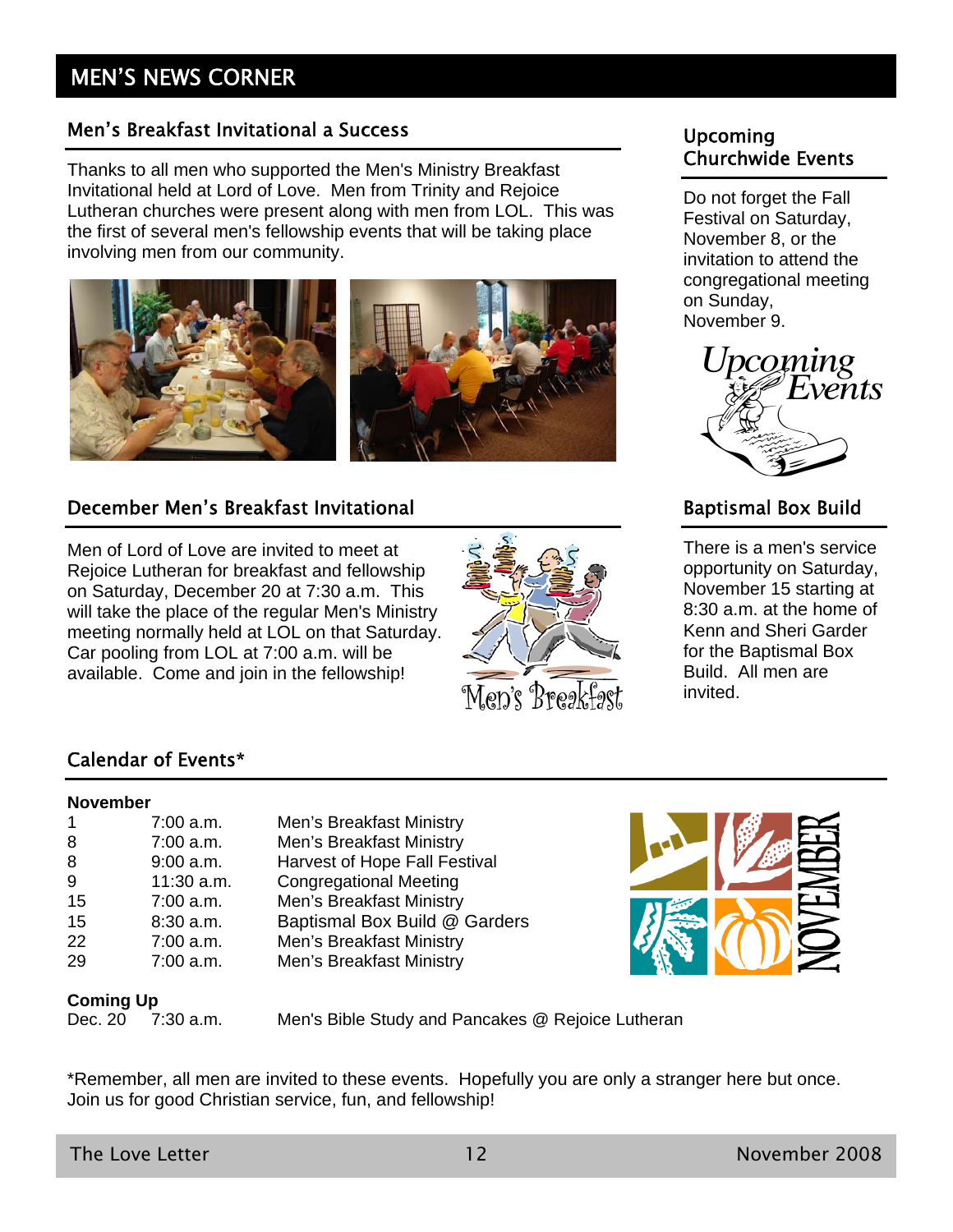# MEN'S NEWS CORNER

## Men's Breakfast Invitational a Success

Thanks to all men who supported the Men's Ministry Breakfast Invitational held at Lord of Love. Men from Trinity and Rejoice Lutheran churches were present along with men from LOL. This was the first of several men's fellowship events that will be taking place involving men from our community.

## December Men's Breakfast Invitational

Men of Lord of Love are invited to meet at Rejoice Lutheran for breakfast and fellowship on Saturday, December 20 at 7:30 a.m. This will take the place of the regular Men's Ministry meeting normally held at LOL on that Saturday. Car pooling from LOL at 7:00 a.m. will be available. Come and join in the fellowship!

## Upcoming Churchwide Events

Do not forget the Fall Festival on Saturday, November 8, or the invitation to attend the congregational meeting on Sunday, November 9.

## Baptismal Box Build

There is a men's service opportunity on Saturday, November 15 starting at 8:30 a.m. at the home of Kenn and Sheri Garder for the Baptismal Box Build. All men are invited.

## Calendar of Events*

**November**

| | | |
|---|---|---|
| 1 | 7:00 a.m. | Men's Breakfast Ministry |
| 8 | 7:00 a.m. | Men's Breakfast Ministry |
| 8 | 9:00 a.m. | Harvest of Hope Fall Festival |
| 9 | 11:30 a.m. | Congregational Meeting |
| 15 | 7:00 a.m. | Men's Breakfast Ministry |
| 15 | 8:30 a.m. | Baptismal Box Build @ Garders |
| 22 | 7:00 a.m. | Men's Breakfast Ministry |
| 29 | 7:00 a.m. | Men's Breakfast Ministry |

**Coming Up**

| | | |
|---|---|---|
| Dec. 20 | 7:30 a.m. | Men's Bible Study and Pancakes @ Rejoice Lutheran |

*Remember, all men are invited to these events. Hopefully you are only a stranger here but once. Join us for good Christian service, fun, and fellowship!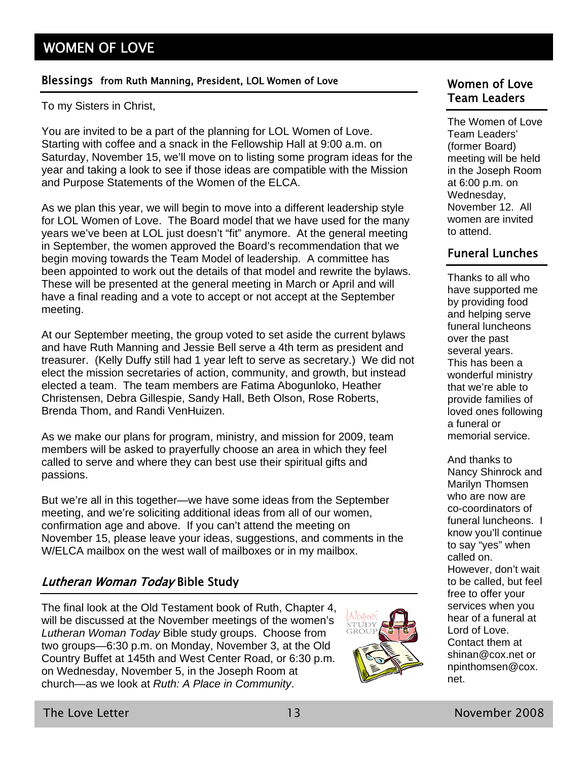# WOMEN OF LOVE

## Blessings from Ruth Manning, President, LOL Women of Love

To my Sisters in Christ,

You are invited to be a part of the planning for LOL Women of Love. Starting with coffee and a snack in the Fellowship Hall at 9:00 a.m. on Saturday, November 15, we'll move on to listing some program ideas for the year and taking a look to see if those ideas are compatible with the Mission and Purpose Statements of the Women of the ELCA.

As we plan this year, we will begin to move into a different leadership style for LOL Women of Love. The Board model that we have used for the many years we've been at LOL just doesn't "fit" anymore. At the general meeting in September, the women approved the Board's recommendation that we begin moving towards the Team Model of leadership. A committee has been appointed to work out the details of that model and rewrite the bylaws. These will be presented at the general meeting in March or April and will have a final reading and a vote to accept or not accept at the September meeting.

At our September meeting, the group voted to set aside the current bylaws and have Ruth Manning and Jessie Bell serve a 4th term as president and treasurer. (Kelly Duffy still had 1 year left to serve as secretary.) We did not elect the mission secretaries of action, community, and growth, but instead elected a team. The team members are Fatima Abogunloko, Heather Christensen, Debra Gillespie, Sandy Hall, Beth Olson, Rose Roberts, Brenda Thom, and Randi VenHuizen.

As we make our plans for program, ministry, and mission for 2009, team members will be asked to prayerfully choose an area in which they feel called to serve and where they can best use their spiritual gifts and passions.

But we're all in this together—we have some ideas from the September meeting, and we're soliciting additional ideas from all of our women, confirmation age and above. If you can't attend the meeting on November 15, please leave your ideas, suggestions, and comments in the W/ELCA mailbox on the west wall of mailboxes or in my mailbox.

## *Lutheran Woman Today* Bible Study

The final look at the Old Testament book of Ruth, Chapter 4, will be discussed at the November meetings of the women's *Lutheran Woman Today* Bible study groups. Choose from two groups—6:30 p.m. on Monday, November 3, at the Old Country Buffet at 145th and West Center Road, or 6:30 p.m. on Wednesday, November 5, in the Joseph Room at church—as we look at *Ruth: A Place in Community*.

## Women of Love Team Leaders

The Women of Love Team Leaders' (former Board) meeting will be held in the Joseph Room at 6:00 p.m. on Wednesday, November 12. All women are invited to attend.

## Funeral Lunches

Thanks to all who have supported me by providing food and helping serve funeral luncheons over the past several years. This has been a wonderful ministry that we're able to provide families of loved ones following a funeral or memorial service.

And thanks to Nancy Shinrock and Marilyn Thomsen who are now are co-coordinators of funeral luncheons. I know you'll continue to say "yes" when called on. However, don't wait to be called, but feel free to offer your services when you hear of a funeral at Lord of Love. Contact them at shinan@cox.net or npinthomsen@cox.net.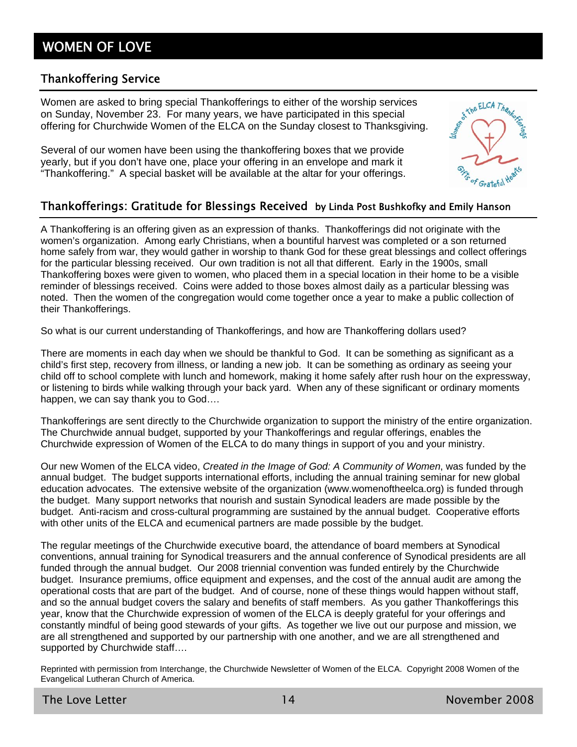# WOMEN OF LOVE

## Thankoffering Service

Women are asked to bring special Thankofferings to either of the worship services on Sunday, November 23. For many years, we have participated in this special offering for Churchwide Women of the ELCA on the Sunday closest to Thanksgiving.

Several of our women have been using the thankoffering boxes that we provide yearly, but if you don't have one, place your offering in an envelope and mark it "Thankoffering." A special basket will be available at the altar for your offerings.

## Thankofferings: Gratitude for Blessings Received by Linda Post Bushkofky and Emily Hanson

A Thankoffering is an offering given as an expression of thanks. Thankofferings did not originate with the women's organization. Among early Christians, when a bountiful harvest was completed or a son returned home safely from war, they would gather in worship to thank God for these great blessings and collect offerings for the particular blessing received. Our own tradition is not all that different. Early in the 1900s, small Thankoffering boxes were given to women, who placed them in a special location in their home to be a visible reminder of blessings received. Coins were added to those boxes almost daily as a particular blessing was noted. Then the women of the congregation would come together once a year to make a public collection of their Thankofferings.

So what is our current understanding of Thankofferings, and how are Thankoffering dollars used?

There are moments in each day when we should be thankful to God. It can be something as significant as a child's first step, recovery from illness, or landing a new job. It can be something as ordinary as seeing your child off to school complete with lunch and homework, making it home safely after rush hour on the expressway, or listening to birds while walking through your back yard. When any of these significant or ordinary moments happen, we can say thank you to God….

Thankofferings are sent directly to the Churchwide organization to support the ministry of the entire organization. The Churchwide annual budget, supported by your Thankofferings and regular offerings, enables the Churchwide expression of Women of the ELCA to do many things in support of you and your ministry.

Our new Women of the ELCA video, *Created in the Image of God: A Community of Women*, was funded by the annual budget. The budget supports international efforts, including the annual training seminar for new global education advocates. The extensive website of the organization (www.womenoftheelca.org) is funded through the budget. Many support networks that nourish and sustain Synodical leaders are made possible by the budget. Anti-racism and cross-cultural programming are sustained by the annual budget. Cooperative efforts with other units of the ELCA and ecumenical partners are made possible by the budget.

The regular meetings of the Churchwide executive board, the attendance of board members at Synodical conventions, annual training for Synodical treasurers and the annual conference of Synodical presidents are all funded through the annual budget. Our 2008 triennial convention was funded entirely by the Churchwide budget. Insurance premiums, office equipment and expenses, and the cost of the annual audit are among the operational costs that are part of the budget. And of course, none of these things would happen without staff, and so the annual budget covers the salary and benefits of staff members. As you gather Thankofferings this year, know that the Churchwide expression of women of the ELCA is deeply grateful for your offerings and constantly mindful of being good stewards of your gifts. As together we live out our purpose and mission, we are all strengthened and supported by our partnership with one another, and we are all strengthened and supported by Churchwide staff….

Reprinted with permission from Interchange, the Churchwide Newsletter of Women of the ELCA. Copyright 2008 Women of the Evangelical Lutheran Church of America.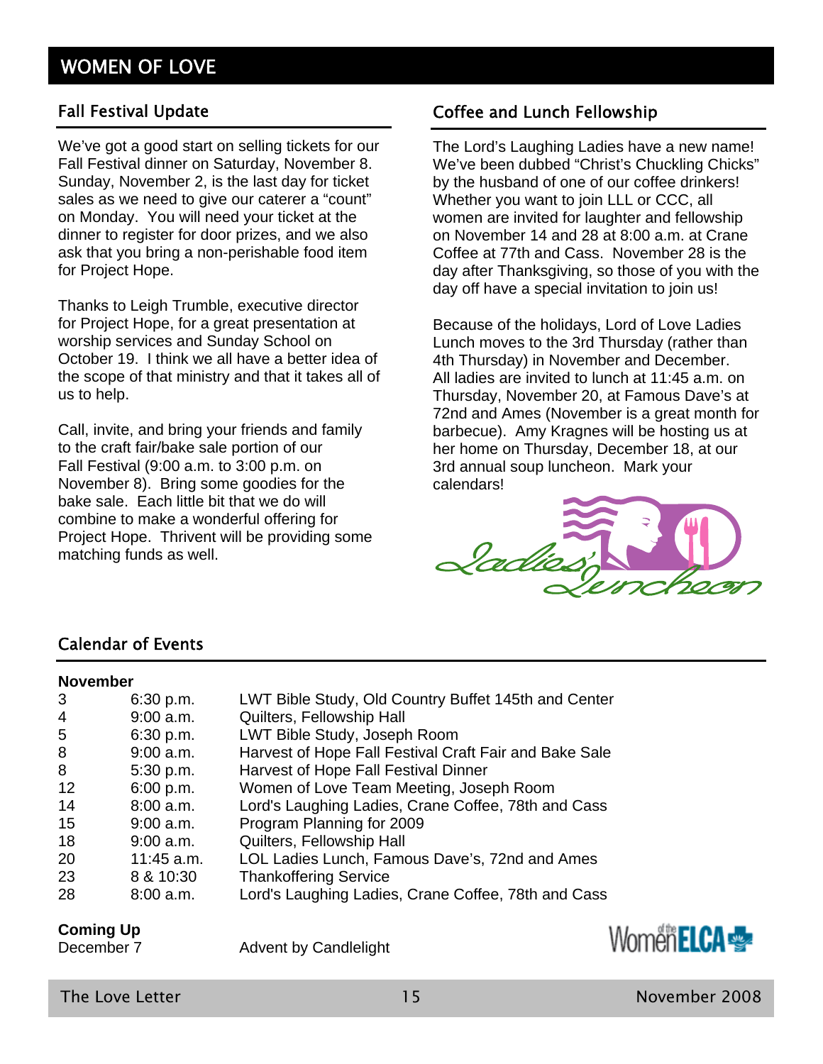# WOMEN OF LOVE

## Fall Festival Update

We've got a good start on selling tickets for our Fall Festival dinner on Saturday, November 8. Sunday, November 2, is the last day for ticket sales as we need to give our caterer a "count" on Monday. You will need your ticket at the dinner to register for door prizes, and we also ask that you bring a non-perishable food item for Project Hope.

Thanks to Leigh Trumble, executive director for Project Hope, for a great presentation at worship services and Sunday School on October 19. I think we all have a better idea of the scope of that ministry and that it takes all of us to help.

Call, invite, and bring your friends and family to the craft fair/bake sale portion of our Fall Festival (9:00 a.m. to 3:00 p.m. on November 8). Bring some goodies for the bake sale. Each little bit that we do will combine to make a wonderful offering for Project Hope. Thrivent will be providing some matching funds as well.

## Coffee and Lunch Fellowship

The Lord's Laughing Ladies have a new name! We've been dubbed "Christ's Chuckling Chicks" by the husband of one of our coffee drinkers! Whether you want to join LLL or CCC, all women are invited for laughter and fellowship on November 14 and 28 at 8:00 a.m. at Crane Coffee at 77th and Cass. November 28 is the day after Thanksgiving, so those of you with the day off have a special invitation to join us!

Because of the holidays, Lord of Love Ladies Lunch moves to the 3rd Thursday (rather than 4th Thursday) in November and December. All ladies are invited to lunch at 11:45 a.m. on Thursday, November 20, at Famous Dave's at 72nd and Ames (November is a great month for barbecue). Amy Kragnes will be hosting us at her home on Thursday, December 18, at our 3rd annual soup luncheon. Mark your calendars!

Ladies' Luncheon

## Calendar of Events

**November**

| | | |
|---|---|---|
| 3 | 6:30 p.m. | LWT Bible Study, Old Country Buffet 145th and Center |
| 4 | 9:00 a.m. | Quilters, Fellowship Hall |
| 5 | 6:30 p.m. | LWT Bible Study, Joseph Room |
| 8 | 9:00 a.m. | Harvest of Hope Fall Festival Craft Fair and Bake Sale |
| 8 | 5:30 p.m. | Harvest of Hope Fall Festival Dinner |
| 12 | 6:00 p.m. | Women of Love Team Meeting, Joseph Room |
| 14 | 8:00 a.m. | Lord's Laughing Ladies, Crane Coffee, 78th and Cass |
| 15 | 9:00 a.m. | Program Planning for 2009 |
| 18 | 9:00 a.m. | Quilters, Fellowship Hall |
| 20 | 11:45 a.m. | LOL Ladies Lunch, Famous Dave's, 72nd and Ames |
| 23 | 8 & 10:30 | Thankoffering Service |
| 28 | 8:00 a.m. | Lord's Laughing Ladies, Crane Coffee, 78th and Cass |

**Coming Up**

December 7 — Advent by Candlelight

Women of the ELCA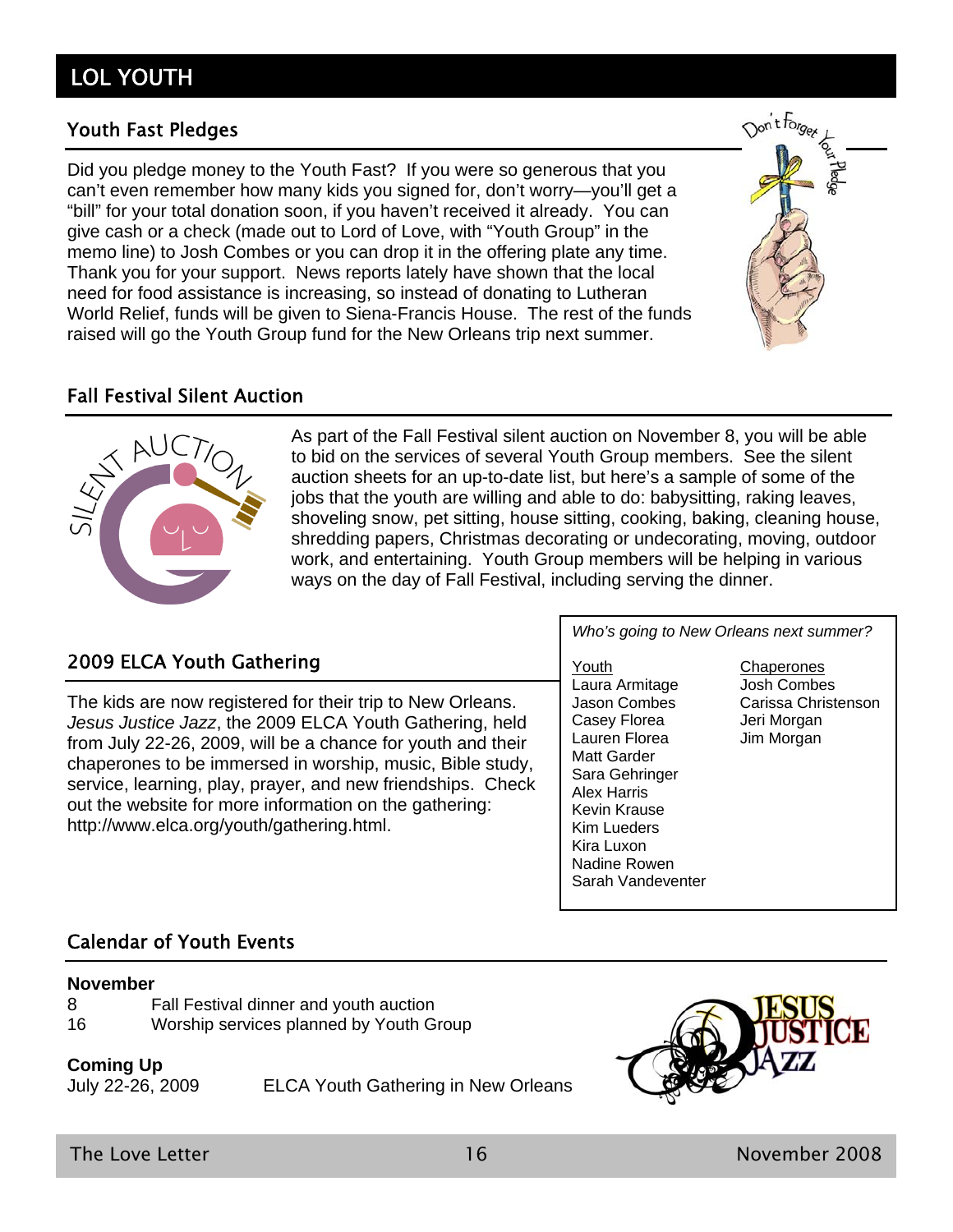# LOL YOUTH

## Youth Fast Pledges

Did you pledge money to the Youth Fast? If you were so generous that you can't even remember how many kids you signed for, don't worry—you'll get a "bill" for your total donation soon, if you haven't received it already. You can give cash or a check (made out to Lord of Love, with "Youth Group" in the memo line) to Josh Combes or you can drop it in the offering plate any time. Thank you for your support. News reports lately have shown that the local need for food assistance is increasing, so instead of donating to Lutheran World Relief, funds will be given to Siena-Francis House. The rest of the funds raised will go the Youth Group fund for the New Orleans trip next summer.

## Fall Festival Silent Auction

As part of the Fall Festival silent auction on November 8, you will be able to bid on the services of several Youth Group members. See the silent auction sheets for an up-to-date list, but here's a sample of some of the jobs that the youth are willing and able to do: babysitting, raking leaves, shoveling snow, pet sitting, house sitting, cooking, baking, cleaning house, shredding papers, Christmas decorating or undecorating, moving, outdoor work, and entertaining. Youth Group members will be helping in various ways on the day of Fall Festival, including serving the dinner.

## 2009 ELCA Youth Gathering

The kids are now registered for their trip to New Orleans. *Jesus Justice Jazz*, the 2009 ELCA Youth Gathering, held from July 22-26, 2009, will be a chance for youth and their chaperones to be immersed in worship, music, Bible study, service, learning, play, prayer, and new friendships. Check out the website for more information on the gathering: http://www.elca.org/youth/gathering.html.

*Who's going to New Orleans next summer?*

| Youth | Chaperones |
|---|---|
| Laura Armitage | Josh Combes |
| Jason Combes | Carissa Christenson |
| Casey Florea | Jeri Morgan |
| Lauren Florea | Jim Morgan |
| Matt Garder | |
| Sara Gehringer | |
| Alex Harris | |
| Kevin Krause | |
| Kim Lueders | |
| Kira Luxon | |
| Nadine Rowen | |
| Sarah Vandeventer | |

## Calendar of Youth Events

**November**

8 Fall Festival dinner and youth auction
16 Worship services planned by Youth Group

**Coming Up**

July 22-26, 2009 ELCA Youth Gathering in New Orleans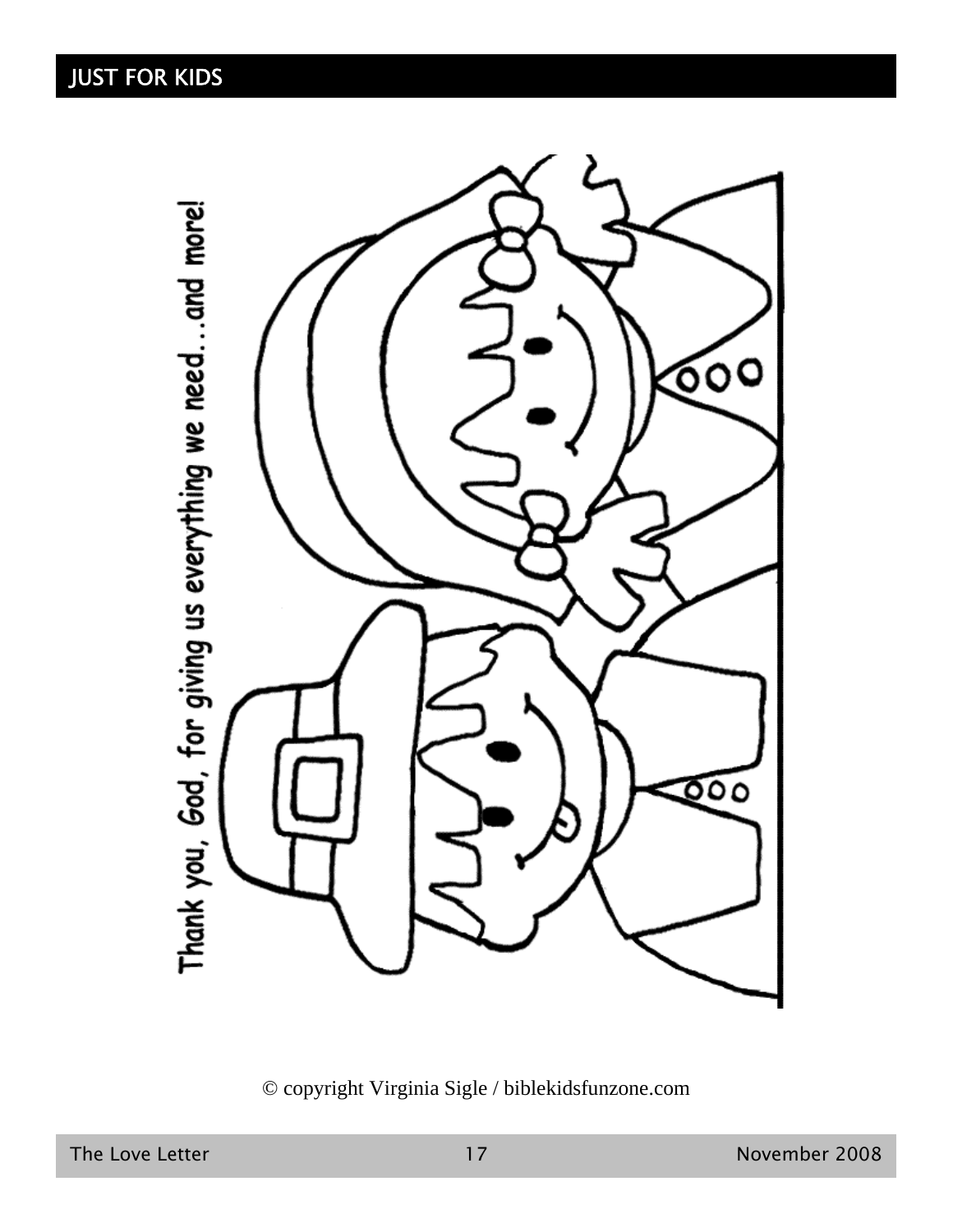## JUST FOR KIDS

Thank you, God, for giving us everything we need...and more!

© copyright Virginia Sigle / biblekidsfunzone.com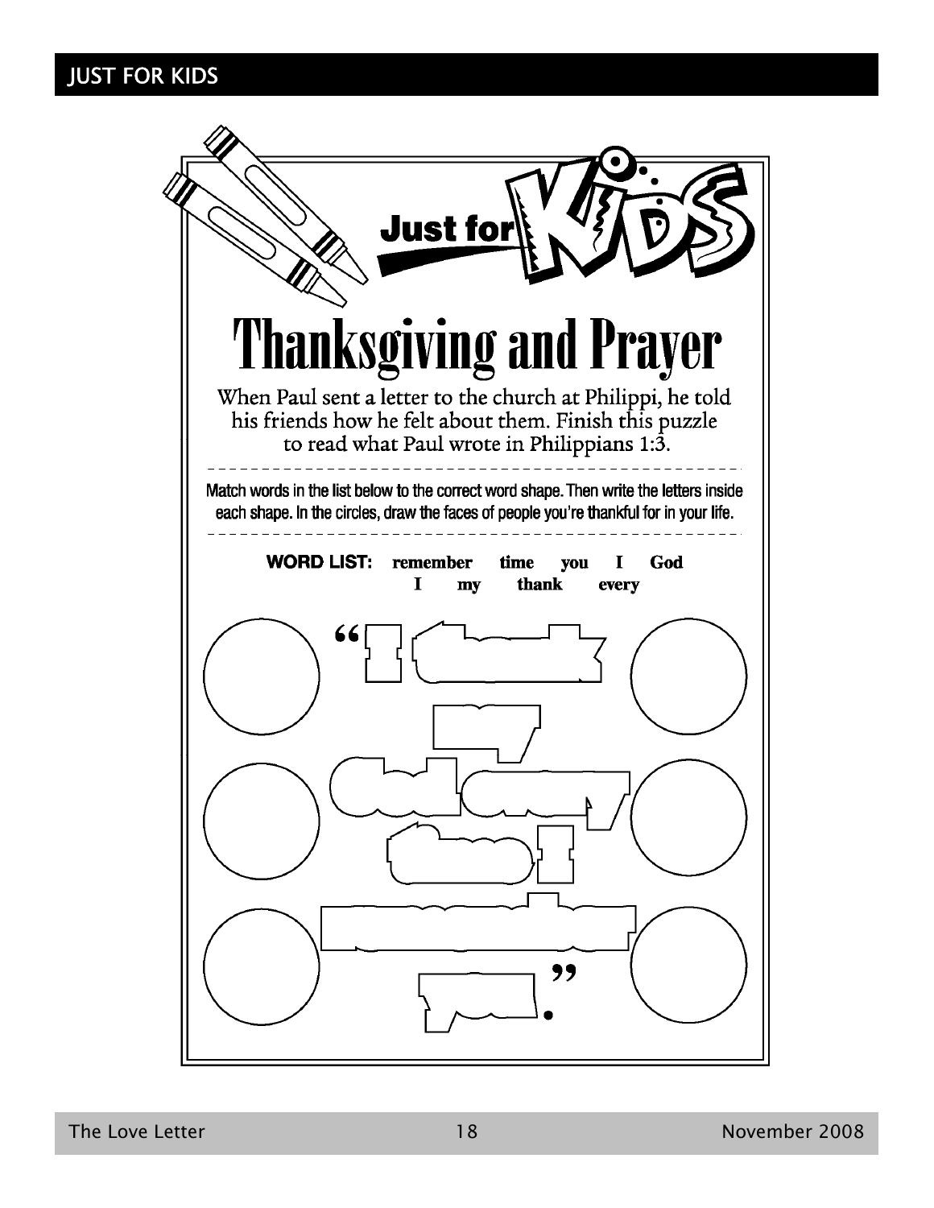# Thanksgiving and Prayer

When Paul sent a letter to the church at Philippi, he told his friends how he felt about them. Finish this puzzle to read what Paul wrote in Philippians 1:3.

Match words in the list below to the correct word shape. Then write the letters inside each shape. In the circles, draw the faces of people you're thankful for in your life.

**WORD LIST:** remember time you I God I my thank every

"I thank my God every time I remember you."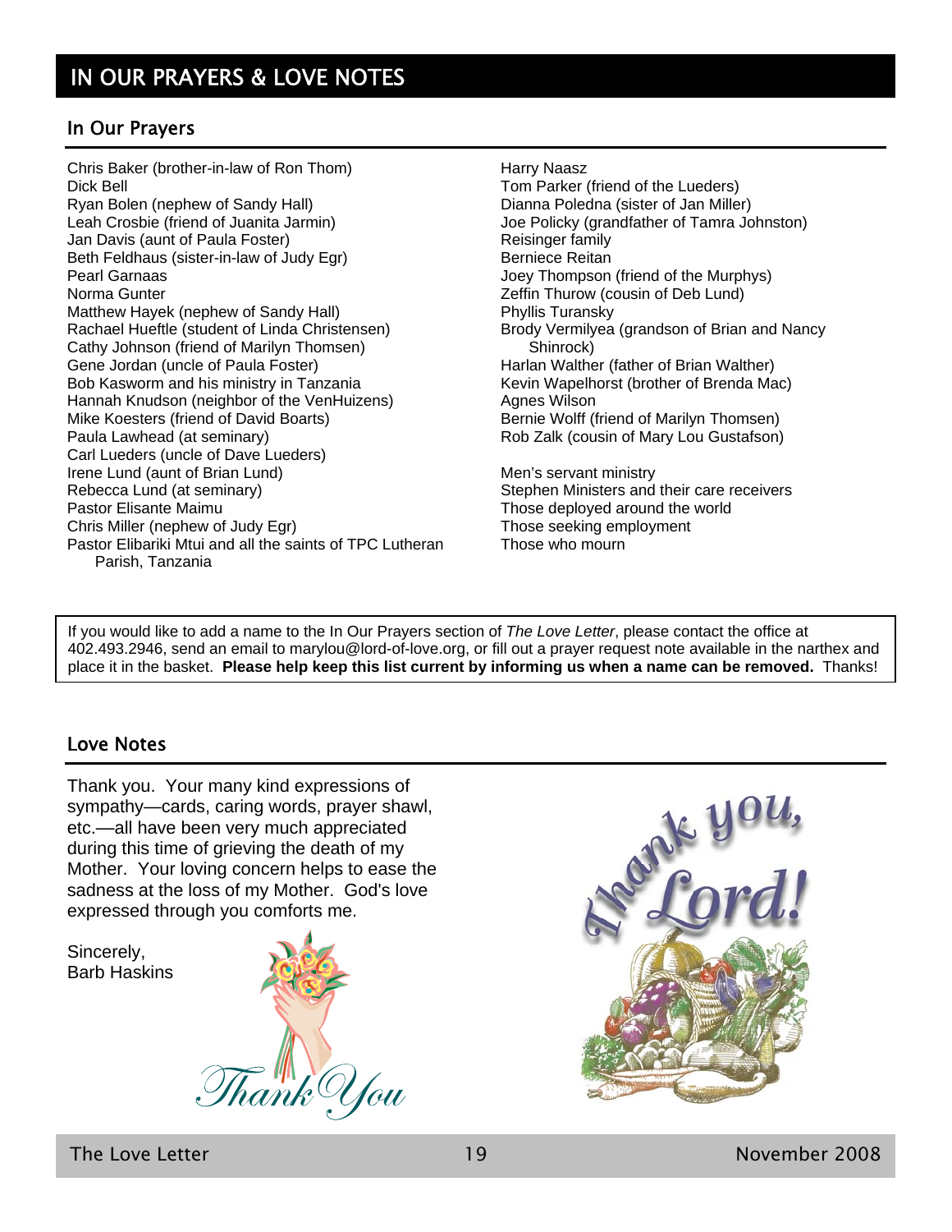# IN OUR PRAYERS & LOVE NOTES

## In Our Prayers

Chris Baker (brother-in-law of Ron Thom)
Dick Bell
Ryan Bolen (nephew of Sandy Hall)
Leah Crosbie (friend of Juanita Jarmin)
Jan Davis (aunt of Paula Foster)
Beth Feldhaus (sister-in-law of Judy Egr)
Pearl Garnaas
Norma Gunter
Matthew Hayek (nephew of Sandy Hall)
Rachael Hueftle (student of Linda Christensen)
Cathy Johnson (friend of Marilyn Thomsen)
Gene Jordan (uncle of Paula Foster)
Bob Kasworm and his ministry in Tanzania
Hannah Knudson (neighbor of the VenHuizens)
Mike Koesters (friend of David Boarts)
Paula Lawhead (at seminary)
Carl Lueders (uncle of Dave Lueders)
Irene Lund (aunt of Brian Lund)
Rebecca Lund (at seminary)
Pastor Elisante Maimu
Chris Miller (nephew of Judy Egr)
Pastor Elibariki Mtui and all the saints of TPC Lutheran Parish, Tanzania
Harry Naasz
Tom Parker (friend of the Lueders)
Dianna Poledna (sister of Jan Miller)
Joe Policky (grandfather of Tamra Johnston)
Reisinger family
Berniece Reitan
Joey Thompson (friend of the Murphys)
Zeffin Thurow (cousin of Deb Lund)
Phyllis Turansky
Brody Vermilyea (grandson of Brian and Nancy Shinrock)
Harlan Walther (father of Brian Walther)
Kevin Wapelhorst (brother of Brenda Mac)
Agnes Wilson
Bernie Wolff (friend of Marilyn Thomsen)
Rob Zalk (cousin of Mary Lou Gustafson)

Men's servant ministry
Stephen Ministers and their care receivers
Those deployed around the world
Those seeking employment
Those who mourn

If you would like to add a name to the In Our Prayers section of *The Love Letter*, please contact the office at 402.493.2946, send an email to marylou@lord-of-love.org, or fill out a prayer request note available in the narthex and place it in the basket. **Please help keep this list current by informing us when a name can be removed.** Thanks!

## Love Notes

Thank you. Your many kind expressions of sympathy—cards, caring words, prayer shawl, etc.—all have been very much appreciated during this time of grieving the death of my Mother. Your loving concern helps to ease the sadness at the loss of my Mother. God's love expressed through you comforts me.

Sincerely,
Barb Haskins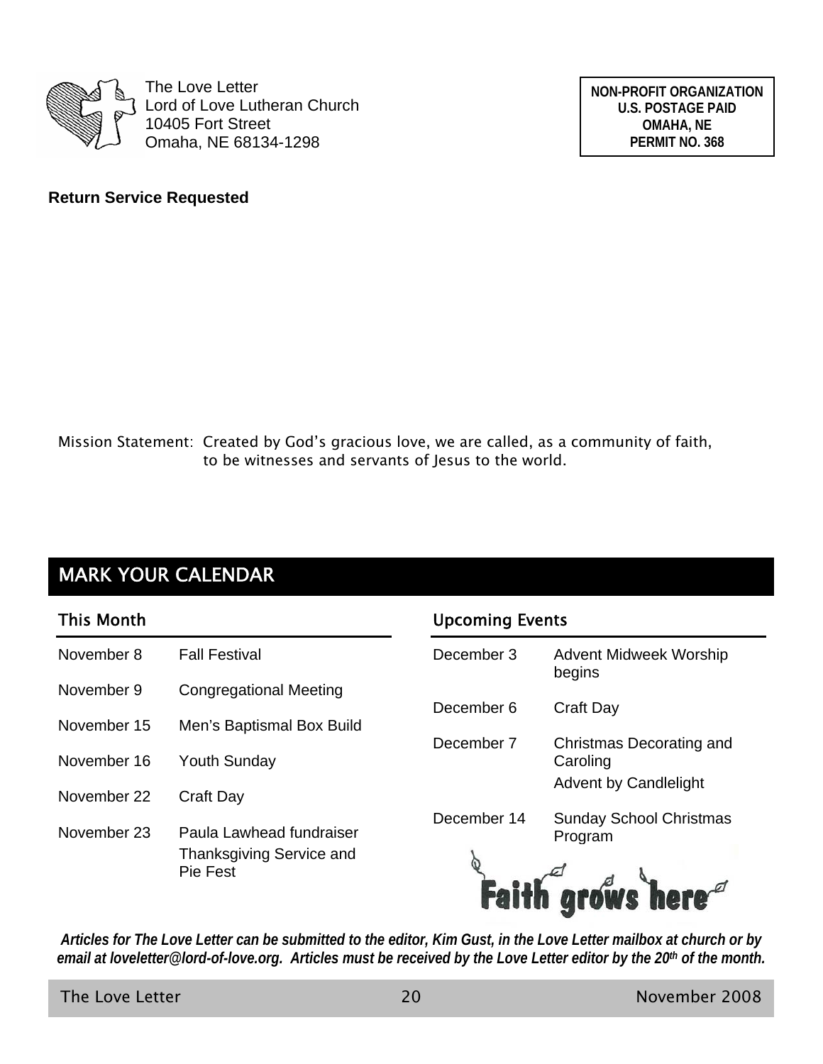The Love Letter
Lord of Love Lutheran Church
10405 Fort Street
Omaha, NE 68134-1298

**NON-PROFIT ORGANIZATION**
**U.S. POSTAGE PAID**
**OMAHA, NE**
**PERMIT NO. 368**

**Return Service Requested**

Mission Statement: Created by God's gracious love, we are called, as a community of faith, to be witnesses and servants of Jesus to the world.

## MARK YOUR CALENDAR

### This Month

| | |
|---|---|
| November 8 | Fall Festival |
| November 9 | Congregational Meeting |
| November 15 | Men's Baptismal Box Build |
| November 16 | Youth Sunday |
| November 22 | Craft Day |
| November 23 | Paula Lawhead fundraiser<br>Thanksgiving Service and Pie Fest |

### Upcoming Events

| | |
|---|---|
| December 3 | Advent Midweek Worship begins |
| December 6 | Craft Day |
| December 7 | Christmas Decorating and Caroling<br>Advent by Candlelight |
| December 14 | Sunday School Christmas Program |

Faith grows here

***Articles for The Love Letter can be submitted to the editor, Kim Gust, in the Love Letter mailbox at church or by email at loveletter@lord-of-love.org. Articles must be received by the Love Letter editor by the 20th of the month.***